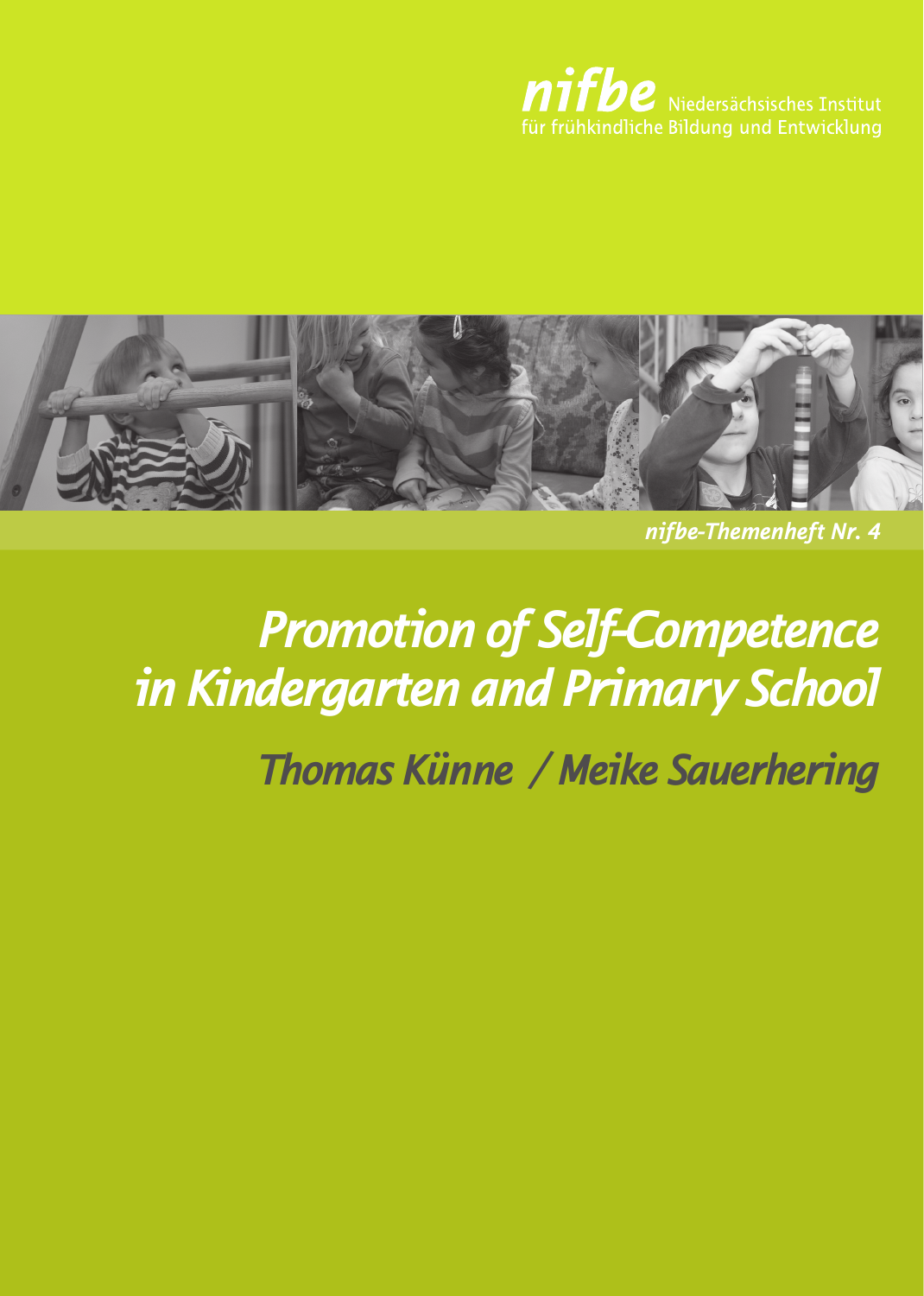**nifbe** Niedersächsisches Institut für frühkindliche Bildung und Entwicklung

*nifbe-Themenheft Nr. 4*

# *Promotion of Self-Competence in Kindergarten and Primary School*

## *Thomas Künne / Meike Sauerhering*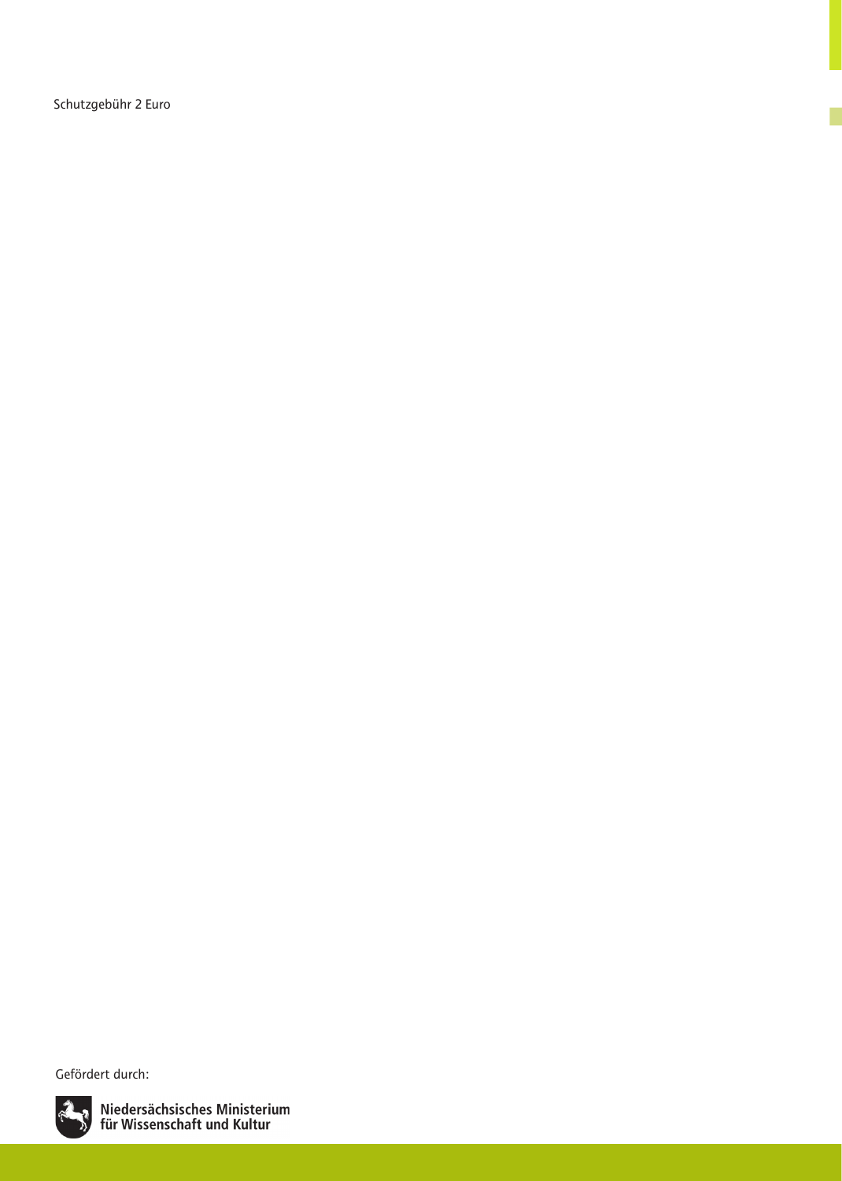Schutzgebühr 2 Euro

Gefördert durch:

Niedersächsisches Ministerium
für Wissenschaft und Kultur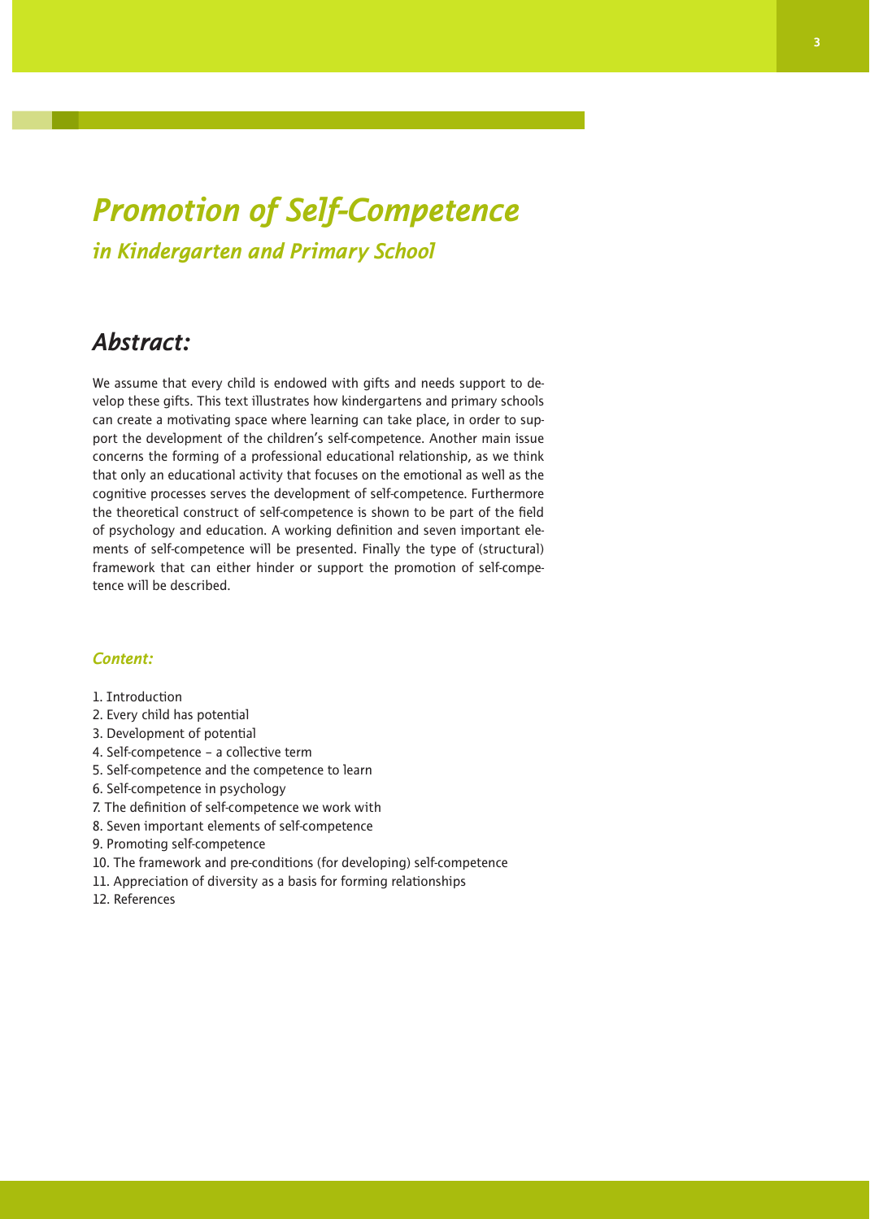# *Promotion of Self-Competence*

## *in Kindergarten and Primary School*

## *Abstract:*

We assume that every child is endowed with gifts and needs support to develop these gifts. This text illustrates how kindergartens and primary schools can create a motivating space where learning can take place, in order to support the development of the children's self-competence. Another main issue concerns the forming of a professional educational relationship, as we think that only an educational activity that focuses on the emotional as well as the cognitive processes serves the development of self-competence. Furthermore the theoretical construct of self-competence is shown to be part of the field of psychology and education. A working definition and seven important elements of self-competence will be presented. Finally the type of (structural) framework that can either hinder or support the promotion of self-competence will be described.

### *Content:*

1. Introduction
2. Every child has potential
3. Development of potential
4. Self-competence – a collective term
5. Self-competence and the competence to learn
6. Self-competence in psychology
7. The definition of self-competence we work with
8. Seven important elements of self-competence
9. Promoting self-competence
10. The framework and pre-conditions (for developing) self-competence
11. Appreciation of diversity as a basis for forming relationships
12. References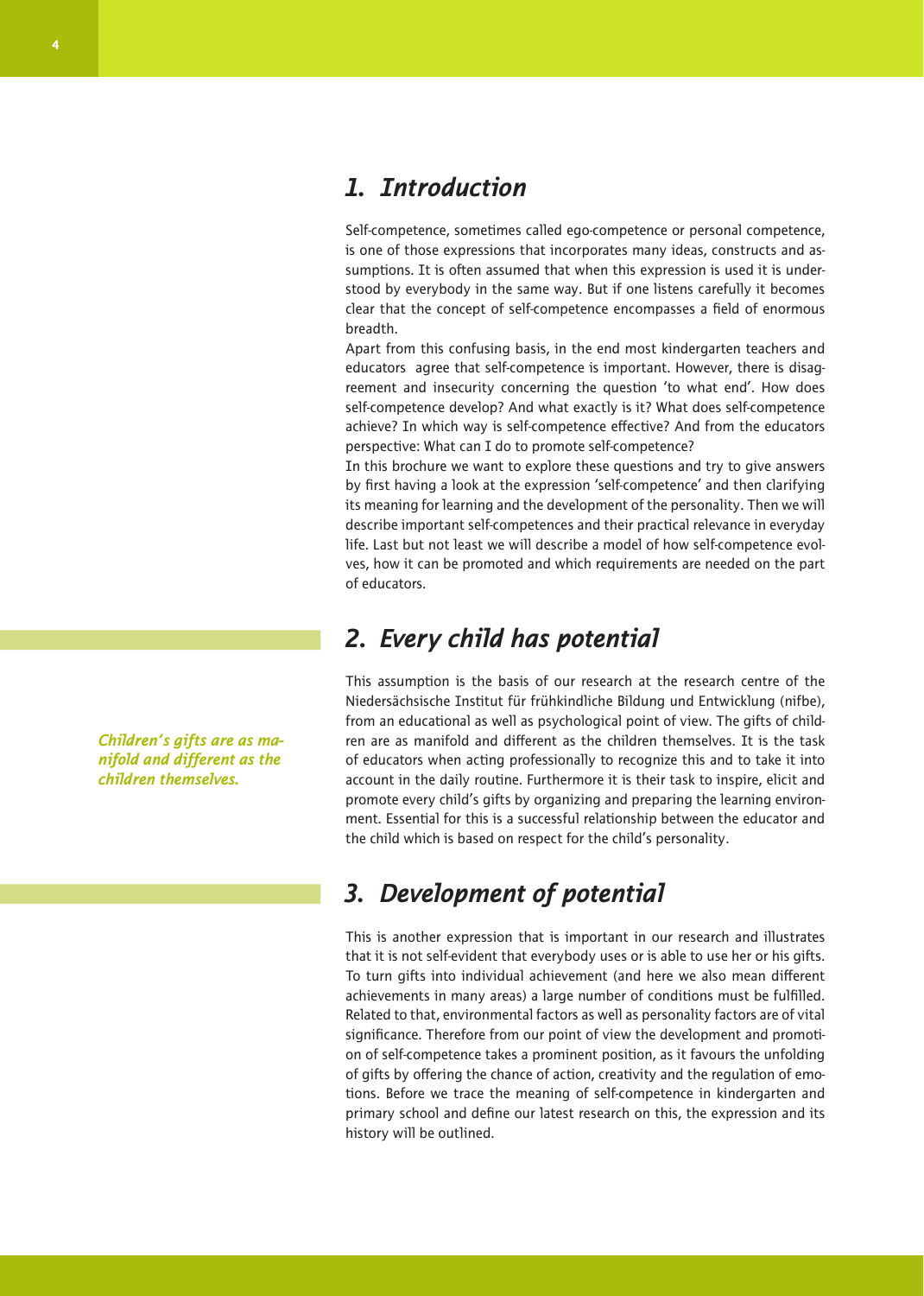## 1. Introduction

Self-competence, sometimes called ego-competence or personal competence, is one of those expressions that incorporates many ideas, constructs and assumptions. It is often assumed that when this expression is used it is understood by everybody in the same way. But if one listens carefully it becomes clear that the concept of self-competence encompasses a field of enormous breadth.

Apart from this confusing basis, in the end most kindergarten teachers and educators agree that self-competence is important. However, there is disagreement and insecurity concerning the question 'to what end'. How does self-competence develop? And what exactly is it? What does self-competence achieve? In which way is self-competence effective? And from the educators perspective: What can I do to promote self-competence?

In this brochure we want to explore these questions and try to give answers by first having a look at the expression 'self-competence' and then clarifying its meaning for learning and the development of the personality. Then we will describe important self-competences and their practical relevance in everyday life. Last but not least we will describe a model of how self-competence evolves, how it can be promoted and which requirements are needed on the part of educators.

## 2. Every child has potential

*Children's gifts are as manifold and different as the children themselves.*

This assumption is the basis of our research at the research centre of the Niedersächsische Institut für frühkindliche Bildung und Entwicklung (nifbe), from an educational as well as psychological point of view. The gifts of children are as manifold and different as the children themselves. It is the task of educators when acting professionally to recognize this and to take it into account in the daily routine. Furthermore it is their task to inspire, elicit and promote every child's gifts by organizing and preparing the learning environment. Essential for this is a successful relationship between the educator and the child which is based on respect for the child's personality.

## 3. Development of potential

This is another expression that is important in our research and illustrates that it is not self-evident that everybody uses or is able to use her or his gifts. To turn gifts into individual achievement (and here we also mean different achievements in many areas) a large number of conditions must be fulfilled. Related to that, environmental factors as well as personality factors are of vital significance. Therefore from our point of view the development and promotion of self-competence takes a prominent position, as it favours the unfolding of gifts by offering the chance of action, creativity and the regulation of emotions. Before we trace the meaning of self-competence in kindergarten and primary school and define our latest research on this, the expression and its history will be outlined.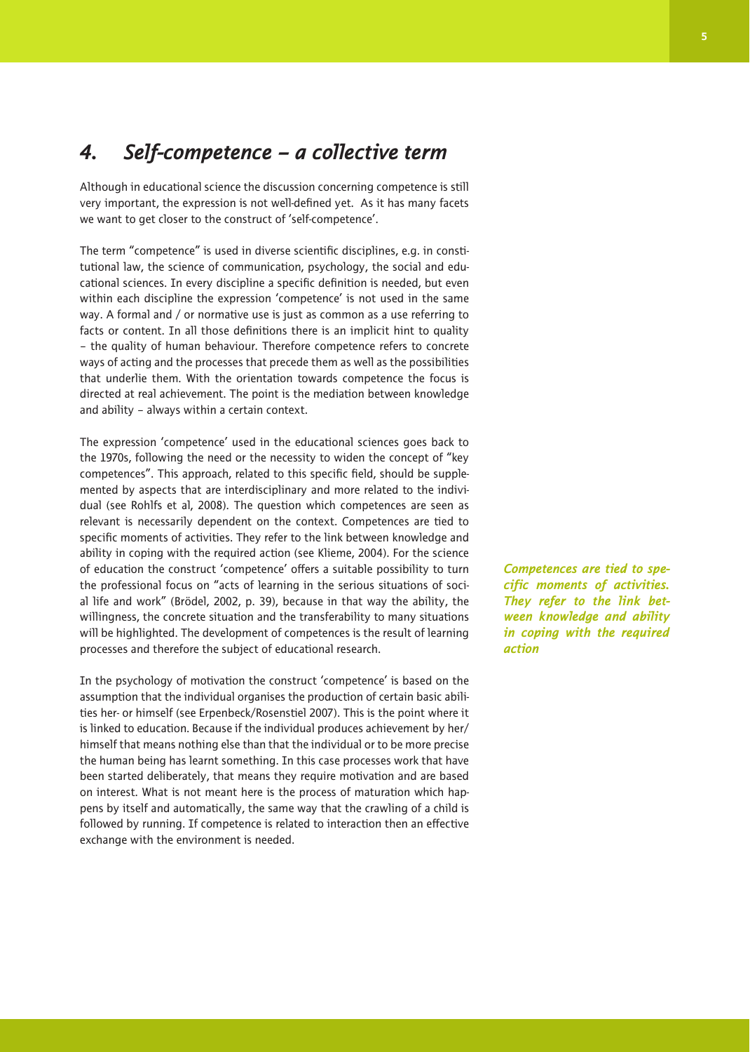## *4. Self-competence – a collective term*

Although in educational science the discussion concerning competence is still very important, the expression is not well-defined yet. As it has many facets we want to get closer to the construct of 'self-competence'.

The term "competence" is used in diverse scientific disciplines, e.g. in constitutional law, the science of communication, psychology, the social and educational sciences. In every discipline a specific definition is needed, but even within each discipline the expression 'competence' is not used in the same way. A formal and / or normative use is just as common as a use referring to facts or content. In all those definitions there is an implicit hint to quality – the quality of human behaviour. Therefore competence refers to concrete ways of acting and the processes that precede them as well as the possibilities that underlie them. With the orientation towards competence the focus is directed at real achievement. The point is the mediation between knowledge and ability – always within a certain context.

The expression 'competence' used in the educational sciences goes back to the 1970s, following the need or the necessity to widen the concept of "key competences". This approach, related to this specific field, should be supplemented by aspects that are interdisciplinary and more related to the individual (see Rohlfs et al, 2008). The question which competences are seen as relevant is necessarily dependent on the context. Competences are tied to specific moments of activities. They refer to the link between knowledge and ability in coping with the required action (see Klieme, 2004). For the science of education the construct 'competence' offers a suitable possibility to turn the professional focus on "acts of learning in the serious situations of social life and work" (Brödel, 2002, p. 39), because in that way the ability, the willingness, the concrete situation and the transferability to many situations will be highlighted. The development of competences is the result of learning processes and therefore the subject of educational research.

***Competences are tied to specific moments of activities. They refer to the link between knowledge and ability in coping with the required action***

In the psychology of motivation the construct 'competence' is based on the assumption that the individual organises the production of certain basic abilities her- or himself (see Erpenbeck/Rosenstiel 2007). This is the point where it is linked to education. Because if the individual produces achievement by her/himself that means nothing else than that the individual or to be more precise the human being has learnt something. In this case processes work that have been started deliberately, that means they require motivation and are based on interest. What is not meant here is the process of maturation which happens by itself and automatically, the same way that the crawling of a child is followed by running. If competence is related to interaction then an effective exchange with the environment is needed.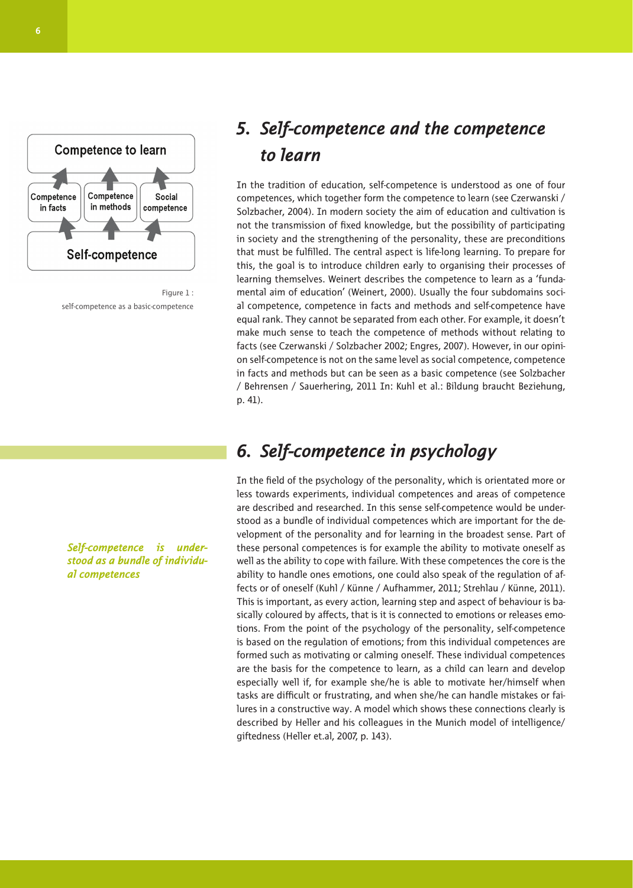Competence to learn

Competence in facts | Competence in methods | Social competence

Self-competence

Figure 1 : self-competence as a basic-competence

## 5. Self-competence and the competence to learn

In the tradition of education, self-competence is understood as one of four competences, which together form the competence to learn (see Czerwanski / Solzbacher, 2004). In modern society the aim of education and cultivation is not the transmission of fixed knowledge, but the possibility of participating in society and the strengthening of the personality, these are preconditions that must be fulfilled. The central aspect is life-long learning. To prepare for this, the goal is to introduce children early to organising their processes of learning themselves. Weinert describes the competence to learn as a 'fundamental aim of education' (Weinert, 2000). Usually the four subdomains social competence, competence in facts and methods and self-competence have equal rank. They cannot be separated from each other. For example, it doesn't make much sense to teach the competence of methods without relating to facts (see Czerwanski / Solzbacher 2002; Engres, 2007). However, in our opinion self-competence is not on the same level as social competence, competence in facts and methods but can be seen as a basic competence (see Solzbacher / Behrensen / Sauerhering, 2011 In: Kuhl et al.: Bildung braucht Beziehung, p. 41).

## 6. Self-competence in psychology

*Self-competence is understood as a bundle of individual competences*

In the field of the psychology of the personality, which is orientated more or less towards experiments, individual competences and areas of competence are described and researched. In this sense self-competence would be understood as a bundle of individual competences which are important for the development of the personality and for learning in the broadest sense. Part of these personal competences is for example the ability to motivate oneself as well as the ability to cope with failure. With these competences the core is the ability to handle ones emotions, one could also speak of the regulation of affects or of oneself (Kuhl / Künne / Aufhammer, 2011; Strehlau / Künne, 2011). This is important, as every action, learning step and aspect of behaviour is basically coloured by affects, that is it is connected to emotions or releases emotions. From the point of the psychology of the personality, self-competence is based on the regulation of emotions; from this individual competences are formed such as motivating or calming oneself. These individual competences are the basis for the competence to learn, as a child can learn and develop especially well if, for example she/he is able to motivate her/himself when tasks are difficult or frustrating, and when she/he can handle mistakes or failures in a constructive way. A model which shows these connections clearly is described by Heller and his colleagues in the Munich model of intelligence/giftedness (Heller et.al, 2007, p. 143).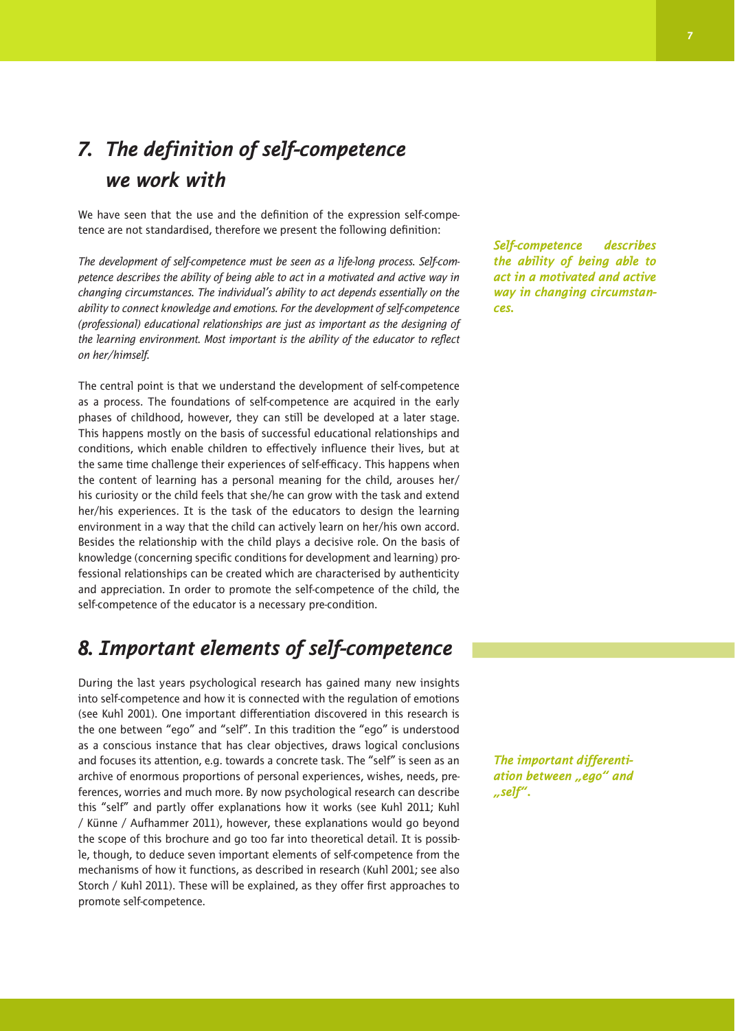## *7. The definition of self-competence we work with*

We have seen that the use and the definition of the expression self-competence are not standardised, therefore we present the following definition:

*The development of self-competence must be seen as a life-long process. Self-competence describes the ability of being able to act in a motivated and active way in changing circumstances. The individual's ability to act depends essentially on the ability to connect knowledge and emotions. For the development of self-competence (professional) educational relationships are just as important as the designing of the learning environment. Most important is the ability of the educator to reflect on her/himself.*

***Self-competence describes the ability of being able to act in a motivated and active way in changing circumstances.***

The central point is that we understand the development of self-competence as a process. The foundations of self-competence are acquired in the early phases of childhood, however, they can still be developed at a later stage. This happens mostly on the basis of successful educational relationships and conditions, which enable children to effectively influence their lives, but at the same time challenge their experiences of self-efficacy. This happens when the content of learning has a personal meaning for the child, arouses her/his curiosity or the child feels that she/he can grow with the task and extend her/his experiences. It is the task of the educators to design the learning environment in a way that the child can actively learn on her/his own accord. Besides the relationship with the child plays a decisive role. On the basis of knowledge (concerning specific conditions for development and learning) professional relationships can be created which are characterised by authenticity and appreciation. In order to promote the self-competence of the child, the self-competence of the educator is a necessary pre-condition.

## *8. Important elements of self-competence*

During the last years psychological research has gained many new insights into self-competence and how it is connected with the regulation of emotions (see Kuhl 2001). One important differentiation discovered in this research is the one between "ego" and "self". In this tradition the "ego" is understood as a conscious instance that has clear objectives, draws logical conclusions and focuses its attention, e.g. towards a concrete task. The "self" is seen as an archive of enormous proportions of personal experiences, wishes, needs, preferences, worries and much more. By now psychological research can describe this "self" and partly offer explanations how it works (see Kuhl 2011; Kuhl / Künne / Aufhammer 2011), however, these explanations would go beyond the scope of this brochure and go too far into theoretical detail. It is possible, though, to deduce seven important elements of self-competence from the mechanisms of how it functions, as described in research (Kuhl 2001; see also Storch / Kuhl 2011). These will be explained, as they offer first approaches to promote self-competence.

***The important differentiation between „ego" and „self".***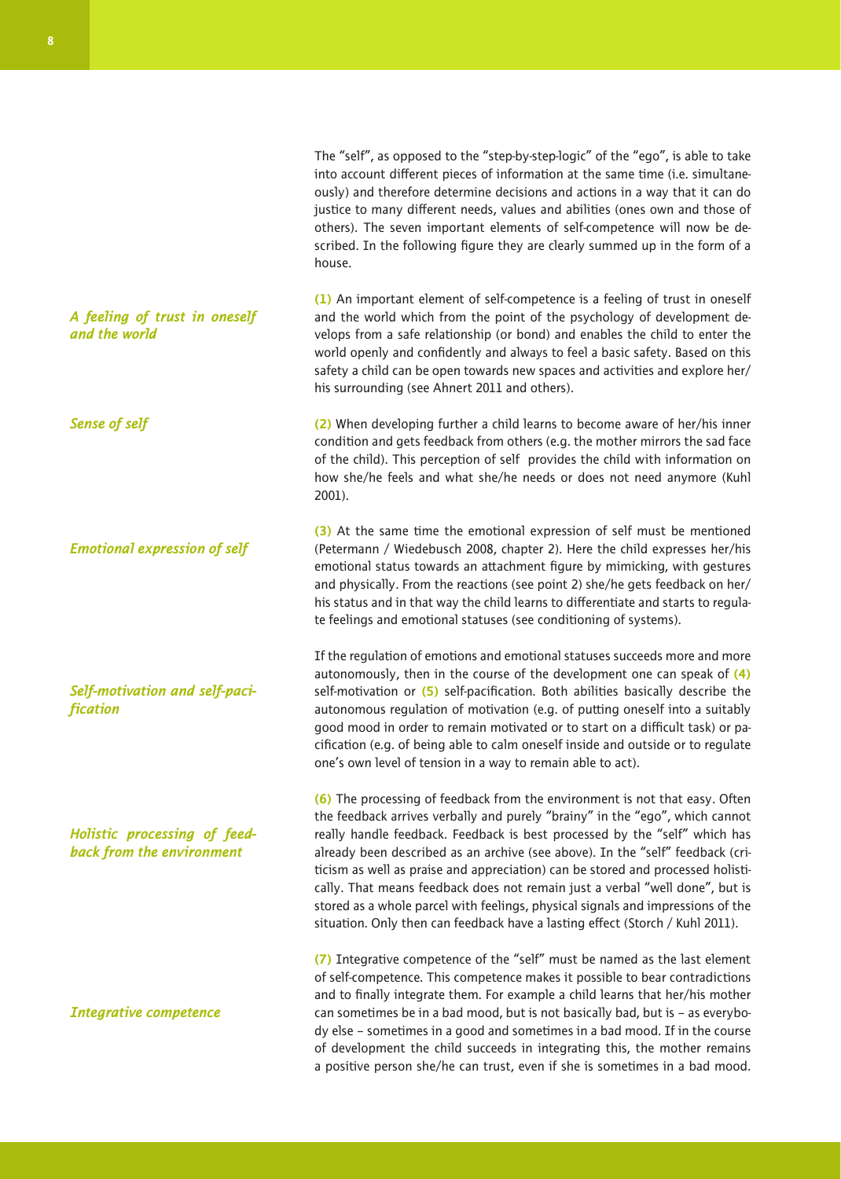The "self", as opposed to the "step-by-step-logic" of the "ego", is able to take into account different pieces of information at the same time (i.e. simultaneously) and therefore determine decisions and actions in a way that it can do justice to many different needs, values and abilities (ones own and those of others). The seven important elements of self-competence will now be described. In the following figure they are clearly summed up in the form of a house.

*A feeling of trust in oneself and the world*

**(1)** An important element of self-competence is a feeling of trust in oneself and the world which from the point of the psychology of development develops from a safe relationship (or bond) and enables the child to enter the world openly and confidently and always to feel a basic safety. Based on this safety a child can be open towards new spaces and activities and explore her/his surrounding (see Ahnert 2011 and others).

*Sense of self*

**(2)** When developing further a child learns to become aware of her/his inner condition and gets feedback from others (e.g. the mother mirrors the sad face of the child). This perception of self provides the child with information on how she/he feels and what she/he needs or does not need anymore (Kuhl 2001).

*Emotional expression of self*

**(3)** At the same time the emotional expression of self must be mentioned (Petermann / Wiedebusch 2008, chapter 2). Here the child expresses her/his emotional status towards an attachment figure by mimicking, with gestures and physically. From the reactions (see point 2) she/he gets feedback on her/his status and in that way the child learns to differentiate and starts to regulate feelings and emotional statuses (see conditioning of systems).

*Self-motivation and self-pacification*

If the regulation of emotions and emotional statuses succeeds more and more autonomously, then in the course of the development one can speak of **(4)** self-motivation or **(5)** self-pacification. Both abilities basically describe the autonomous regulation of motivation (e.g. of putting oneself into a suitably good mood in order to remain motivated or to start on a difficult task) or pacification (e.g. of being able to calm oneself inside and outside or to regulate one's own level of tension in a way to remain able to act).

*Holistic processing of feedback from the environment*

**(6)** The processing of feedback from the environment is not that easy. Often the feedback arrives verbally and purely "brainy" in the "ego", which cannot really handle feedback. Feedback is best processed by the "self" which has already been described as an archive (see above). In the "self" feedback (criticism as well as praise and appreciation) can be stored and processed holistically. That means feedback does not remain just a verbal "well done", but is stored as a whole parcel with feelings, physical signals and impressions of the situation. Only then can feedback have a lasting effect (Storch / Kuhl 2011).

*Integrative competence*

**(7)** Integrative competence of the "self" must be named as the last element of self-competence. This competence makes it possible to bear contradictions and to finally integrate them. For example a child learns that her/his mother can sometimes be in a bad mood, but is not basically bad, but is – as everybody else – sometimes in a good and sometimes in a bad mood. If in the course of development the child succeeds in integrating this, the mother remains a positive person she/he can trust, even if she is sometimes in a bad mood.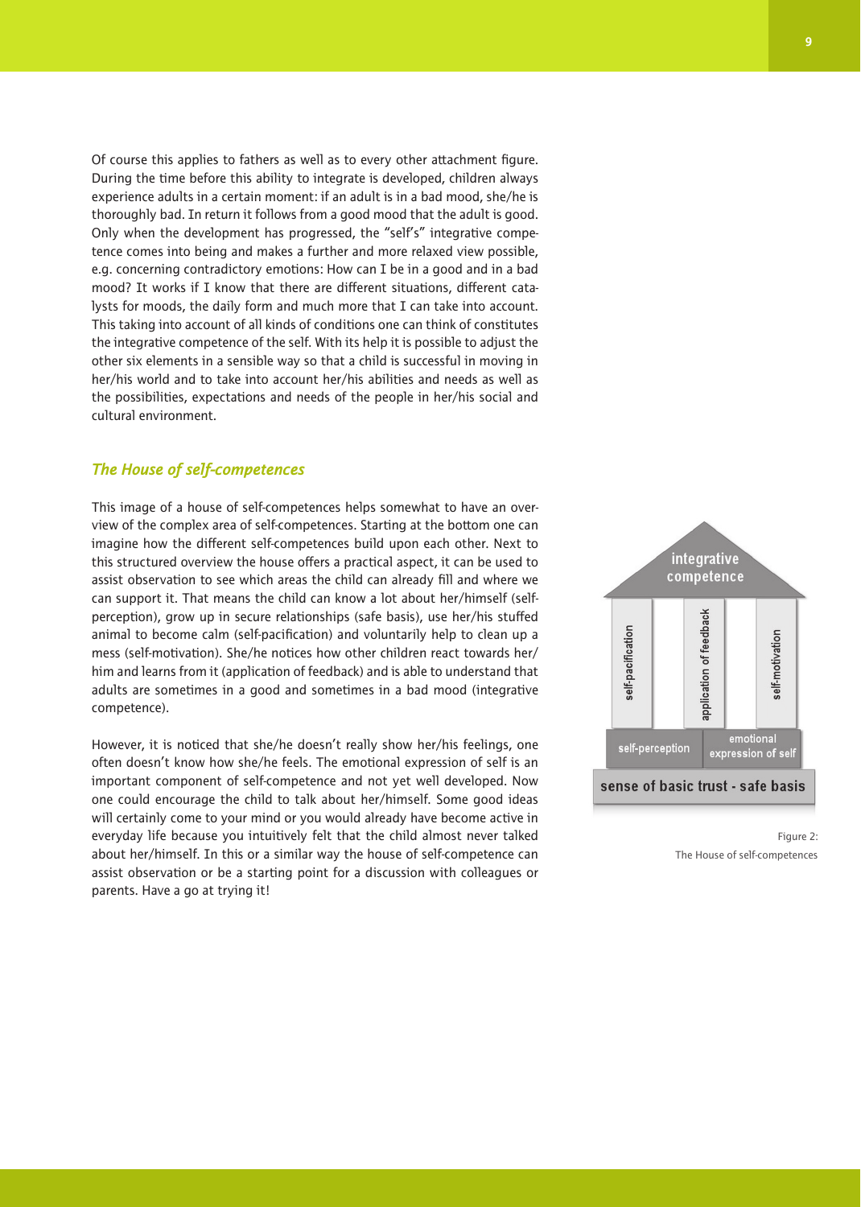Of course this applies to fathers as well as to every other attachment figure. During the time before this ability to integrate is developed, children always experience adults in a certain moment: if an adult is in a bad mood, she/he is thoroughly bad. In return it follows from a good mood that the adult is good. Only when the development has progressed, the "self's" integrative competence comes into being and makes a further and more relaxed view possible, e.g. concerning contradictory emotions: How can I be in a good and in a bad mood? It works if I know that there are different situations, different catalysts for moods, the daily form and much more that I can take into account. This taking into account of all kinds of conditions one can think of constitutes the integrative competence of the self. With its help it is possible to adjust the other six elements in a sensible way so that a child is successful in moving in her/his world and to take into account her/his abilities and needs as well as the possibilities, expectations and needs of the people in her/his social and cultural environment.

## *The House of self-competences*

This image of a house of self-competences helps somewhat to have an overview of the complex area of self-competences. Starting at the bottom one can imagine how the different self-competences build upon each other. Next to this structured overview the house offers a practical aspect, it can be used to assist observation to see which areas the child can already fill and where we can support it. That means the child can know a lot about her/himself (self-perception), grow up in secure relationships (safe basis), use her/his stuffed animal to become calm (self-pacification) and voluntarily help to clean up a mess (self-motivation). She/he notices how other children react towards her/him and learns from it (application of feedback) and is able to understand that adults are sometimes in a good and sometimes in a bad mood (integrative competence).

However, it is noticed that she/he doesn't really show her/his feelings, one often doesn't know how she/he feels. The emotional expression of self is an important component of self-competence and not yet well developed. Now one could encourage the child to talk about her/himself. Some good ideas will certainly come to your mind or you would already have become active in everyday life because you intuitively felt that the child almost never talked about her/himself. In this or a similar way the house of self-competence can assist observation or be a starting point for a discussion with colleagues or parents. Have a go at trying it!

integrative competence

self-pacification | application of feedback | self-motivation

self-perception | emotional expression of self

sense of basic trust - safe basis

Figure 2:
The House of self-competences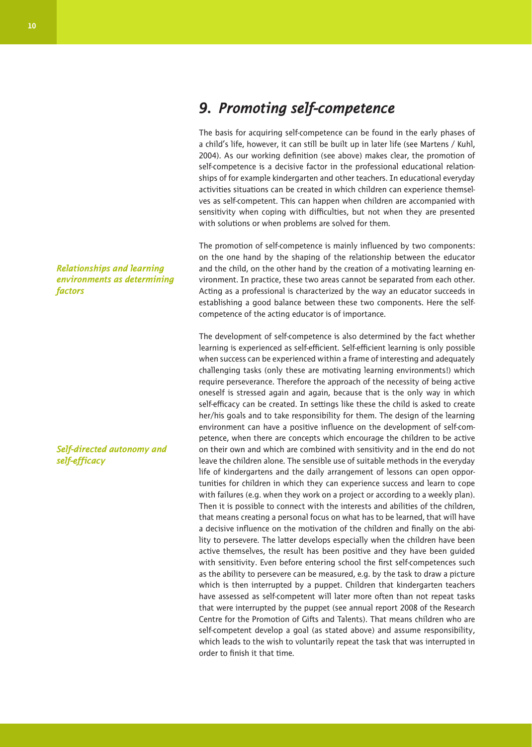## 9. *Promoting self-competence*

The basis for acquiring self-competence can be found in the early phases of a child's life, however, it can still be built up in later life (see Martens / Kuhl, 2004). As our working definition (see above) makes clear, the promotion of self-competence is a decisive factor in the professional educational relationships of for example kindergarten and other teachers. In educational everyday activities situations can be created in which children can experience themselves as self-competent. This can happen when children are accompanied with sensitivity when coping with difficulties, but not when they are presented with solutions or when problems are solved for them.

***Relationships and learning environments as determining factors***

The promotion of self-competence is mainly influenced by two components: on the one hand by the shaping of the relationship between the educator and the child, on the other hand by the creation of a motivating learning environment. In practice, these two areas cannot be separated from each other. Acting as a professional is characterized by the way an educator succeeds in establishing a good balance between these two components. Here the self-competence of the acting educator is of importance.

***Self-directed autonomy and self-efficacy***

The development of self-competence is also determined by the fact whether learning is experienced as self-efficient. Self-efficient learning is only possible when success can be experienced within a frame of interesting and adequately challenging tasks (only these are motivating learning environments!) which require perseverance. Therefore the approach of the necessity of being active oneself is stressed again and again, because that is the only way in which self-efficacy can be created. In settings like these the child is asked to create her/his goals and to take responsibility for them. The design of the learning environment can have a positive influence on the development of self-competence, when there are concepts which encourage the children to be active on their own and which are combined with sensitivity and in the end do not leave the children alone. The sensible use of suitable methods in the everyday life of kindergartens and the daily arrangement of lessons can open opportunities for children in which they can experience success and learn to cope with failures (e.g. when they work on a project or according to a weekly plan). Then it is possible to connect with the interests and abilities of the children, that means creating a personal focus on what has to be learned, that will have a decisive influence on the motivation of the children and finally on the ability to persevere. The latter develops especially when the children have been active themselves, the result has been positive and they have been guided with sensitivity. Even before entering school the first self-competences such as the ability to persevere can be measured, e.g. by the task to draw a picture which is then interrupted by a puppet. Children that kindergarten teachers have assessed as self-competent will later more often than not repeat tasks that were interrupted by the puppet (see annual report 2008 of the Research Centre for the Promotion of Gifts and Talents). That means children who are self-competent develop a goal (as stated above) and assume responsibility, which leads to the wish to voluntarily repeat the task that was interrupted in order to finish it that time.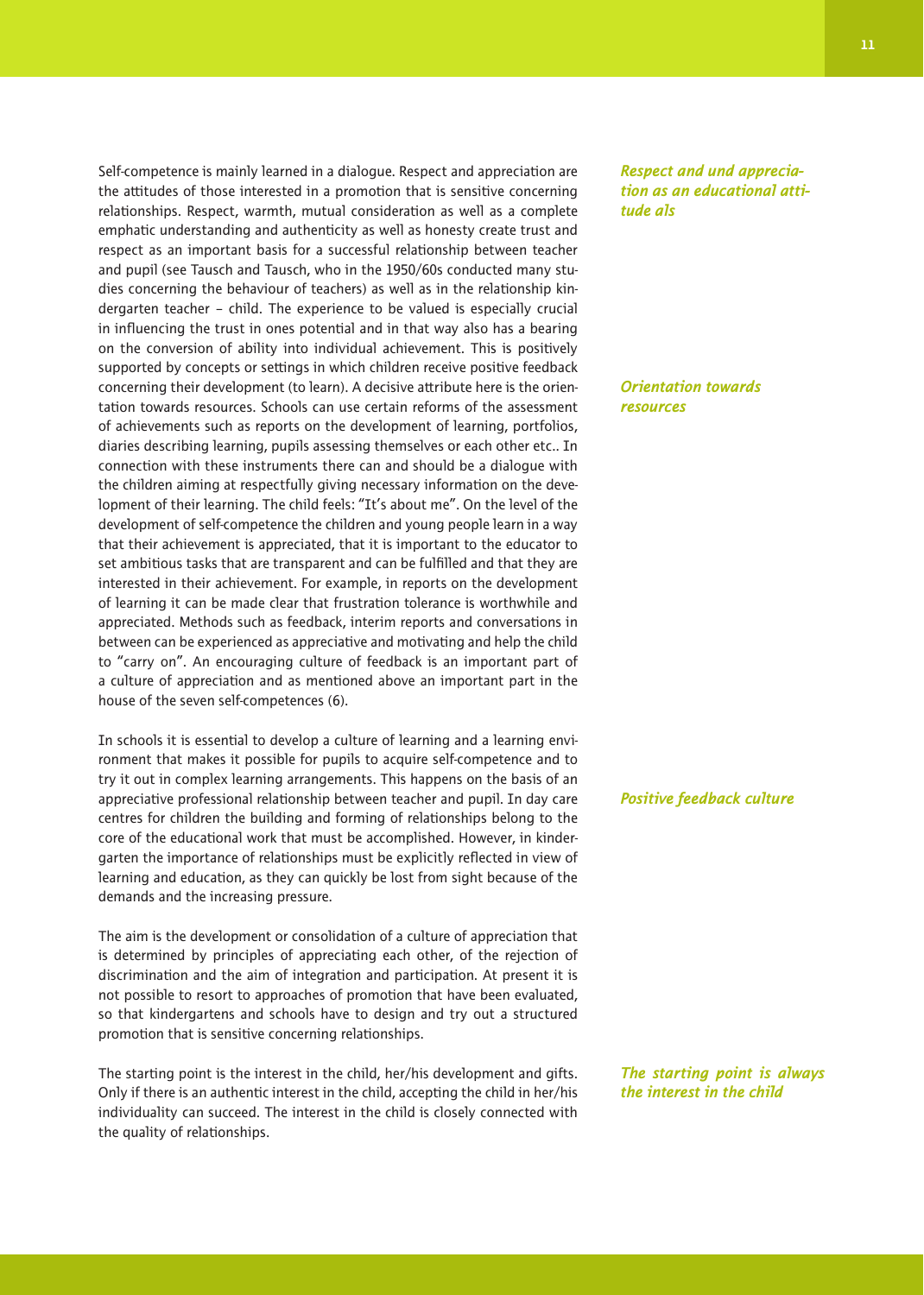*Respect and und appreciation as an educational attitude als*

Self-competence is mainly learned in a dialogue. Respect and appreciation are the attitudes of those interested in a promotion that is sensitive concerning relationships. Respect, warmth, mutual consideration as well as a complete emphatic understanding and authenticity as well as honesty create trust and respect as an important basis for a successful relationship between teacher and pupil (see Tausch and Tausch, who in the 1950/60s conducted many studies concerning the behaviour of teachers) as well as in the relationship kindergarten teacher – child. The experience to be valued is especially crucial in influencing the trust in ones potential and in that way also has a bearing on the conversion of ability into individual achievement. This is positively supported by concepts or settings in which children receive positive feedback concerning their development (to learn). A decisive attribute here is the orientation towards resources. Schools can use certain reforms of the assessment of achievements such as reports on the development of learning, portfolios, diaries describing learning, pupils assessing themselves or each other etc.. In connection with these instruments there can and should be a dialogue with the children aiming at respectfully giving necessary information on the development of their learning. The child feels: "It's about me". On the level of the development of self-competence the children and young people learn in a way that their achievement is appreciated, that it is important to the educator to set ambitious tasks that are transparent and can be fulfilled and that they are interested in their achievement. For example, in reports on the development of learning it can be made clear that frustration tolerance is worthwhile and appreciated. Methods such as feedback, interim reports and conversations in between can be experienced as appreciative and motivating and help the child to "carry on". An encouraging culture of feedback is an important part of a culture of appreciation and as mentioned above an important part in the house of the seven self-competences (6).

*Orientation towards resources*

In schools it is essential to develop a culture of learning and a learning environment that makes it possible for pupils to acquire self-competence and to try it out in complex learning arrangements. This happens on the basis of an appreciative professional relationship between teacher and pupil. In day care centres for children the building and forming of relationships belong to the core of the educational work that must be accomplished. However, in kindergarten the importance of relationships must be explicitly reflected in view of learning and education, as they can quickly be lost from sight because of the demands and the increasing pressure.

*Positive feedback culture*

The aim is the development or consolidation of a culture of appreciation that is determined by principles of appreciating each other, of the rejection of discrimination and the aim of integration and participation. At present it is not possible to resort to approaches of promotion that have been evaluated, so that kindergartens and schools have to design and try out a structured promotion that is sensitive concerning relationships.

*The starting point is always the interest in the child*

The starting point is the interest in the child, her/his development and gifts. Only if there is an authentic interest in the child, accepting the child in her/his individuality can succeed. The interest in the child is closely connected with the quality of relationships.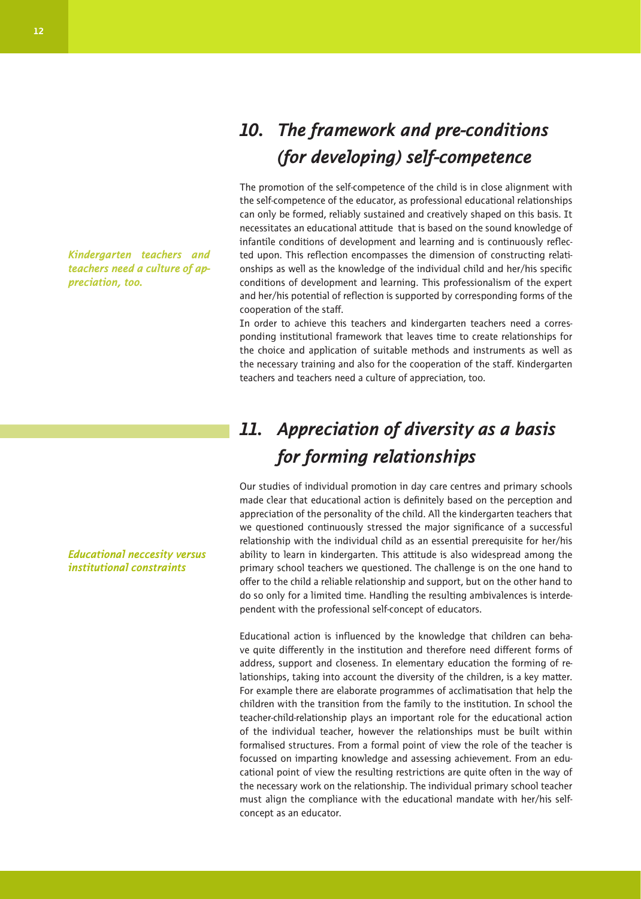## 10. The framework and pre-conditions (for developing) self-competence

*Kindergarten teachers and teachers need a culture of appreciation, too.*

The promotion of the self-competence of the child is in close alignment with the self-competence of the educator, as professional educational relationships can only be formed, reliably sustained and creatively shaped on this basis. It necessitates an educational attitude that is based on the sound knowledge of infantile conditions of development and learning and is continuously reflected upon. This reflection encompasses the dimension of constructing relationships as well as the knowledge of the individual child and her/his specific conditions of development and learning. This professionalism of the expert and her/his potential of reflection is supported by corresponding forms of the cooperation of the staff.

In order to achieve this teachers and kindergarten teachers need a corresponding institutional framework that leaves time to create relationships for the choice and application of suitable methods and instruments as well as the necessary training and also for the cooperation of the staff. Kindergarten teachers and teachers need a culture of appreciation, too.

## 11. Appreciation of diversity as a basis for forming relationships

*Educational neccesity versus institutional constraints*

Our studies of individual promotion in day care centres and primary schools made clear that educational action is definitely based on the perception and appreciation of the personality of the child. All the kindergarten teachers that we questioned continuously stressed the major significance of a successful relationship with the individual child as an essential prerequisite for her/his ability to learn in kindergarten. This attitude is also widespread among the primary school teachers we questioned. The challenge is on the one hand to offer to the child a reliable relationship and support, but on the other hand to do so only for a limited time. Handling the resulting ambivalences is interdependent with the professional self-concept of educators.

Educational action is influenced by the knowledge that children can behave quite differently in the institution and therefore need different forms of address, support and closeness. In elementary education the forming of relationships, taking into account the diversity of the children, is a key matter. For example there are elaborate programmes of acclimatisation that help the children with the transition from the family to the institution. In school the teacher-child-relationship plays an important role for the educational action of the individual teacher, however the relationships must be built within formalised structures. From a formal point of view the role of the teacher is focussed on imparting knowledge and assessing achievement. From an educational point of view the resulting restrictions are quite often in the way of the necessary work on the relationship. The individual primary school teacher must align the compliance with the educational mandate with her/his self-concept as an educator.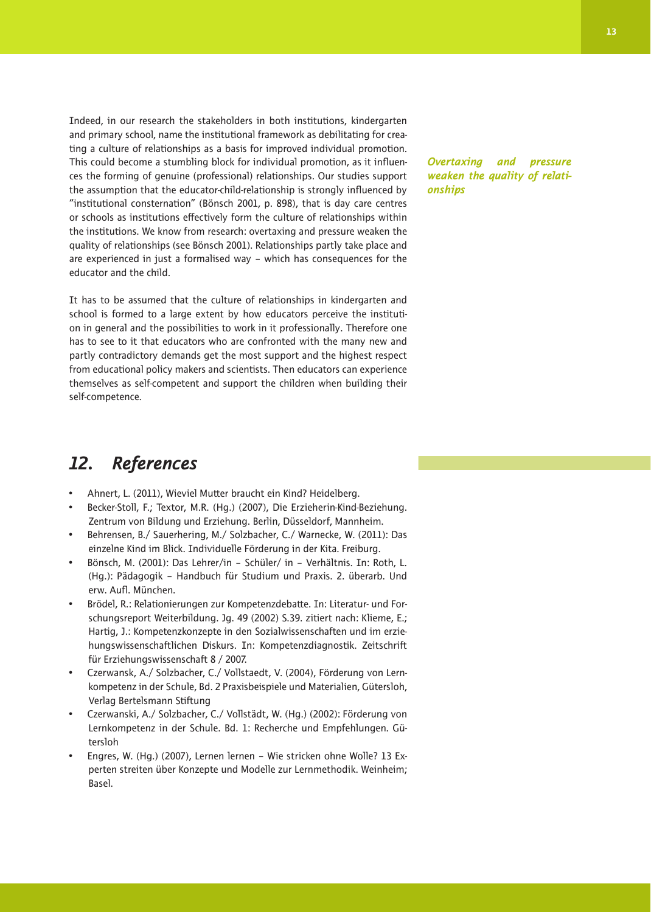Indeed, in our research the stakeholders in both institutions, kindergarten and primary school, name the institutional framework as debilitating for creating a culture of relationships as a basis for improved individual promotion. This could become a stumbling block for individual promotion, as it influences the forming of genuine (professional) relationships. Our studies support the assumption that the educator-child-relationship is strongly influenced by "institutional consternation" (Bönsch 2001, p. 898), that is day care centres or schools as institutions effectively form the culture of relationships within the institutions. We know from research: overtaxing and pressure weaken the quality of relationships (see Bönsch 2001). Relationships partly take place and are experienced in just a formalised way – which has consequences for the educator and the child.

*Overtaxing and pressure weaken the quality of relationships*

It has to be assumed that the culture of relationships in kindergarten and school is formed to a large extent by how educators perceive the institution in general and the possibilities to work in it professionally. Therefore one has to see to it that educators who are confronted with the many new and partly contradictory demands get the most support and the highest respect from educational policy makers and scientists. Then educators can experience themselves as self-competent and support the children when building their self-competence.

## *12. References*

- Ahnert, L. (2011), Wieviel Mutter braucht ein Kind? Heidelberg.
- Becker-Stoll, F.; Textor, M.R. (Hg.) (2007), Die Erzieherin-Kind-Beziehung. Zentrum von Bildung und Erziehung. Berlin, Düsseldorf, Mannheim.
- Behrensen, B./ Sauerhering, M./ Solzbacher, C./ Warnecke, W. (2011): Das einzelne Kind im Blick. Individuelle Förderung in der Kita. Freiburg.
- Bönsch, M. (2001): Das Lehrer/in – Schüler/ in – Verhältnis. In: Roth, L. (Hg.): Pädagogik – Handbuch für Studium und Praxis. 2. überarb. Und erw. Aufl. München.
- Brödel, R.: Relationierungen zur Kompetenzdebatte. In: Literatur- und Forschungsreport Weiterbildung. Jg. 49 (2002) S.39. zitiert nach: Klieme, E.; Hartig, J.: Kompetenzkonzepte in den Sozialwissenschaften und im erziehungswissenschaftlichen Diskurs. In: Kompetenzdiagnostik. Zeitschrift für Erziehungswissenschaft 8 / 2007.
- Czerwansk, A./ Solzbacher, C./ Vollstaedt, V. (2004), Förderung von Lernkompetenz in der Schule, Bd. 2 Praxisbeispiele und Materialien, Gütersloh, Verlag Bertelsmann Stiftung
- Czerwanski, A./ Solzbacher, C./ Vollstädt, W. (Hg.) (2002): Förderung von Lernkompetenz in der Schule. Bd. 1: Recherche und Empfehlungen. Gütersloh
- Engres, W. (Hg.) (2007), Lernen lernen – Wie stricken ohne Wolle? 13 Experten streiten über Konzepte und Modelle zur Lernmethodik. Weinheim; Basel.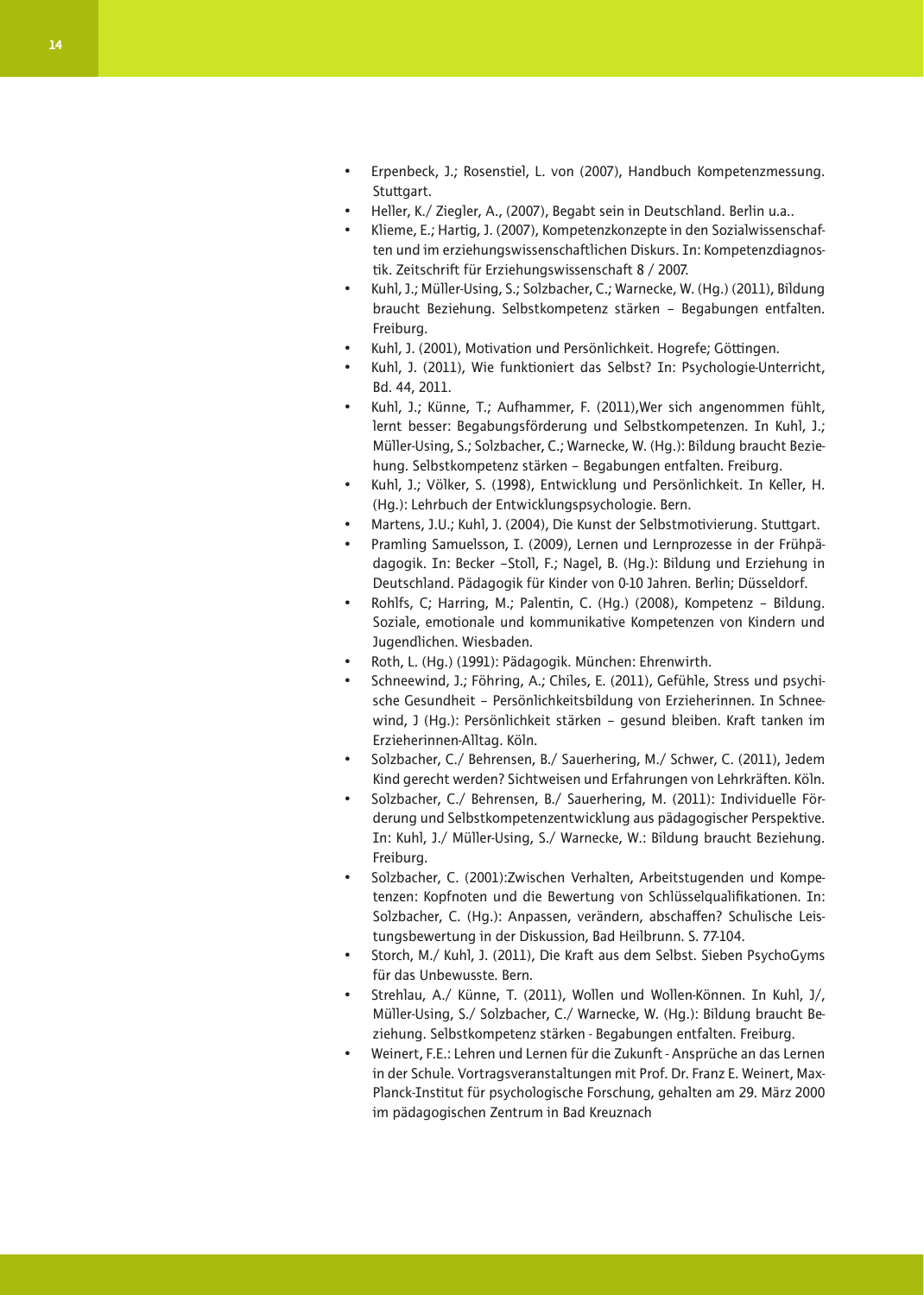- Erpenbeck, J.; Rosenstiel, L. von (2007), Handbuch Kompetenzmessung. Stuttgart.
- Heller, K./ Ziegler, A., (2007), Begabt sein in Deutschland. Berlin u.a..
- Klieme, E.; Hartig, J. (2007), Kompetenzkonzepte in den Sozialwissenschaften und im erziehungswissenschaftlichen Diskurs. In: Kompetenzdiagnostik. Zeitschrift für Erziehungswissenschaft 8 / 2007.
- Kuhl, J.; Müller-Using, S.; Solzbacher, C.; Warnecke, W. (Hg.) (2011), Bildung braucht Beziehung. Selbstkompetenz stärken – Begabungen entfalten. Freiburg.
- Kuhl, J. (2001), Motivation und Persönlichkeit. Hogrefe; Göttingen.
- Kuhl, J. (2011), Wie funktioniert das Selbst? In: Psychologie-Unterricht, Bd. 44, 2011.
- Kuhl, J.; Künne, T.; Aufhammer, F. (2011),Wer sich angenommen fühlt, lernt besser: Begabungsförderung und Selbstkompetenzen. In Kuhl, J.; Müller-Using, S.; Solzbacher, C.; Warnecke, W. (Hg.): Bildung braucht Beziehung. Selbstkompetenz stärken – Begabungen entfalten. Freiburg.
- Kuhl, J.; Völker, S. (1998), Entwicklung und Persönlichkeit. In Keller, H. (Hg.): Lehrbuch der Entwicklungspsychologie. Bern.
- Martens, J.U.; Kuhl, J. (2004), Die Kunst der Selbstmotivierung. Stuttgart.
- Pramling Samuelsson, I. (2009), Lernen und Lernprozesse in der Frühpädagogik. In: Becker –Stoll, F.; Nagel, B. (Hg.): Bildung und Erziehung in Deutschland. Pädagogik für Kinder von 0-10 Jahren. Berlin; Düsseldorf.
- Rohlfs, C; Harring, M.; Palentin, C. (Hg.) (2008), Kompetenz – Bildung. Soziale, emotionale und kommunikative Kompetenzen von Kindern und Jugendlichen. Wiesbaden.
- Roth, L. (Hg.) (1991): Pädagogik. München: Ehrenwirth.
- Schneewind, J.; Föhring, A.; Chiles, E. (2011), Gefühle, Stress und psychische Gesundheit – Persönlichkeitsbildung von Erzieherinnen. In Schneewind, J (Hg.): Persönlichkeit stärken – gesund bleiben. Kraft tanken im Erzieherinnen-Alltag. Köln.
- Solzbacher, C./ Behrensen, B./ Sauerhering, M./ Schwer, C. (2011), Jedem Kind gerecht werden? Sichtweisen und Erfahrungen von Lehrkräften. Köln.
- Solzbacher, C./ Behrensen, B./ Sauerhering, M. (2011): Individuelle Förderung und Selbstkompetenzentwicklung aus pädagogischer Perspektive. In: Kuhl, J./ Müller-Using, S./ Warnecke, W.: Bildung braucht Beziehung. Freiburg.
- Solzbacher, C. (2001):Zwischen Verhalten, Arbeitstugenden und Kompetenzen: Kopfnoten und die Bewertung von Schlüsselqualifikationen. In: Solzbacher, C. (Hg.): Anpassen, verändern, abschaffen? Schulische Leistungsbewertung in der Diskussion, Bad Heilbrunn. S. 77-104.
- Storch, M./ Kuhl, J. (2011), Die Kraft aus dem Selbst. Sieben PsychoGyms für das Unbewusste. Bern.
- Strehlau, A./ Künne, T. (2011), Wollen und Wollen-Können. In Kuhl, J/, Müller-Using, S./ Solzbacher, C./ Warnecke, W. (Hg.): Bildung braucht Beziehung. Selbstkompetenz stärken - Begabungen entfalten. Freiburg.
- Weinert, F.E.: Lehren und Lernen für die Zukunft - Ansprüche an das Lernen in der Schule. Vortragsveranstaltungen mit Prof. Dr. Franz E. Weinert, Max-Planck-Institut für psychologische Forschung, gehalten am 29. März 2000 im pädagogischen Zentrum in Bad Kreuznach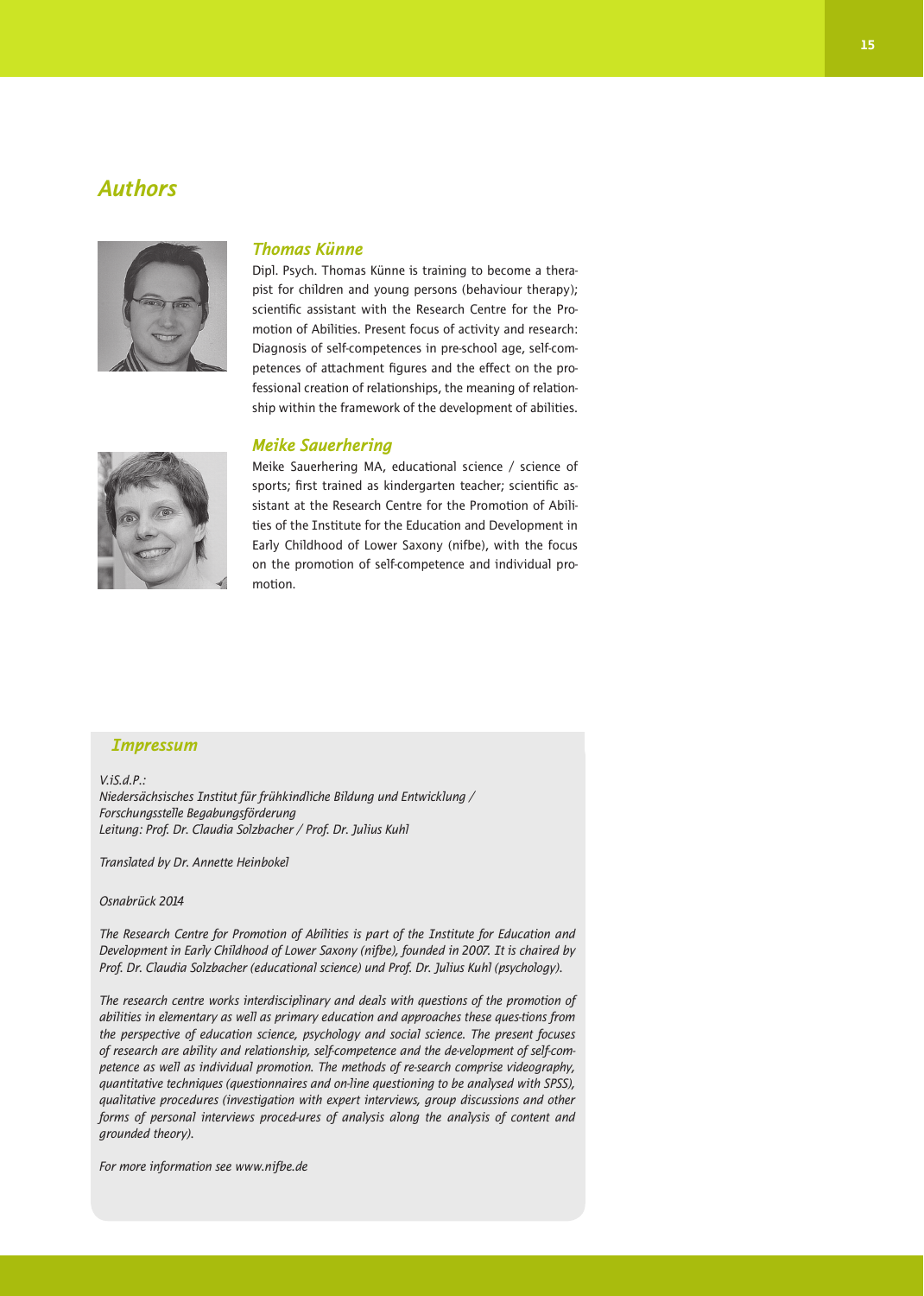# Authors

## Thomas Künne

Dipl. Psych. Thomas Künne is training to become a therapist for children and young persons (behaviour therapy); scientific assistant with the Research Centre for the Promotion of Abilities. Present focus of activity and research: Diagnosis of self-competences in pre-school age, self-competences of attachment figures and the effect on the professional creation of relationships, the meaning of relationship within the framework of the development of abilities.

## Meike Sauerhering

Meike Sauerhering MA, educational science / science of sports; first trained as kindergarten teacher; scientific assistant at the Research Centre for the Promotion of Abilities of the Institute for the Education and Development in Early Childhood of Lower Saxony (nifbe), with the focus on the promotion of self-competence and individual promotion.

## Impressum

*V.iS.d.P.:*
*Niedersächsisches Institut für frühkindliche Bildung und Entwicklung /*
*Forschungsstelle Begabungsförderung*
*Leitung: Prof. Dr. Claudia Solzbacher / Prof. Dr. Julius Kuhl*

*Translated by Dr. Annette Heinbokel*

*Osnabrück 2014*

*The Research Centre for Promotion of Abilities is part of the Institute for Education and Development in Early Childhood of Lower Saxony (nifbe), founded in 2007. It is chaired by Prof. Dr. Claudia Solzbacher (educational science) und Prof. Dr. Julius Kuhl (psychology).*

*The research centre works interdisciplinary and deals with questions of the promotion of abilities in elementary as well as primary education and approaches these ques-tions from the perspective of education science, psychology and social science. The present focuses of research are ability and relationship, self-competence and the de-velopment of self-competence as well as individual promotion. The methods of re-search comprise videography, quantitative techniques (questionnaires and on-line questioning to be analysed with SPSS), qualitative procedures (investigation with expert interviews, group discussions and other forms of personal interviews proced-ures of analysis along the analysis of content and grounded theory).*

*For more information see www.nifbe.de*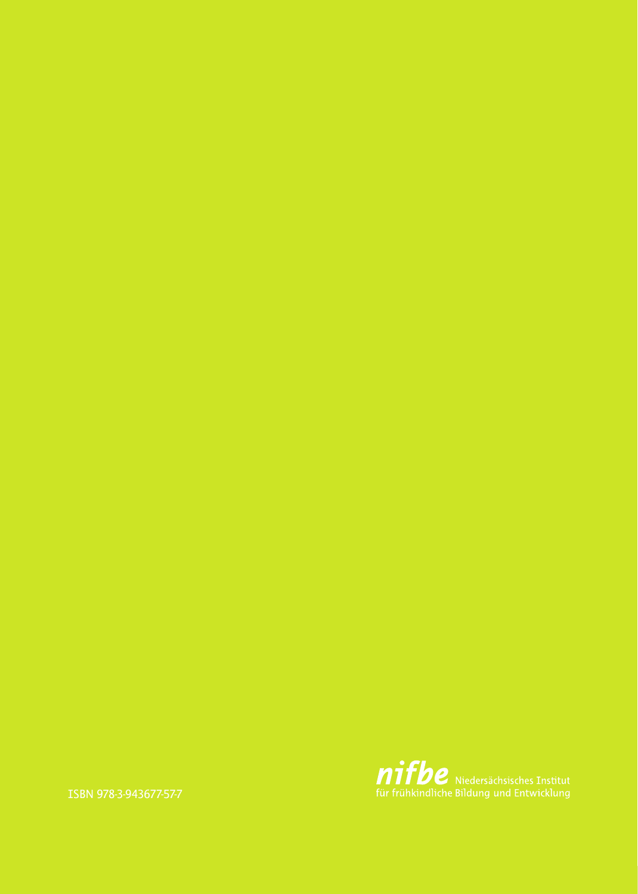ISBN 978-3-943677-57-7

**nifbe** Niedersächsisches Institut für frühkindliche Bildung und Entwicklung